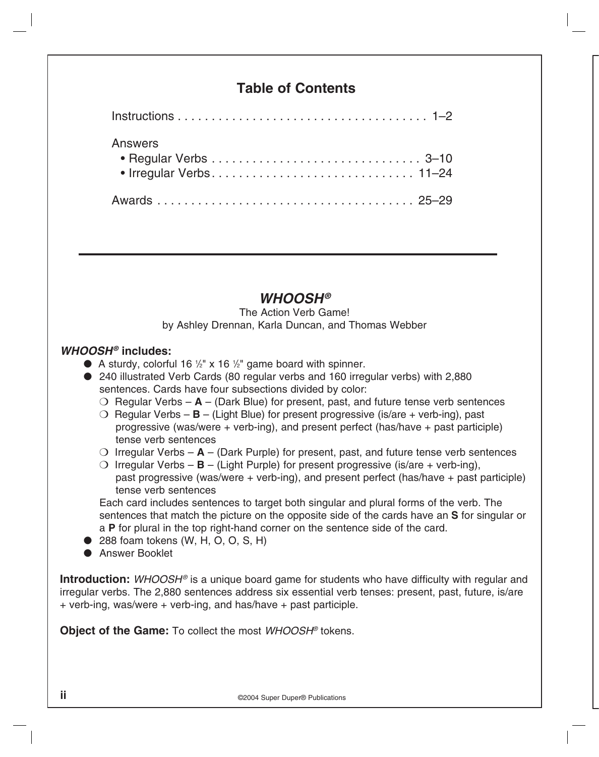## Table of Contents

Instructions . . . . . . . . . . . . . . . . . . . . . . . . . . . . . . . . . . . . . 1–2

Answers
- Regular Verbs . . . . . . . . . . . . . . . . . . . . . . . . . . . . . . 3–10
- Irregular Verbs . . . . . . . . . . . . . . . . . . . . . . . . . . . . . 11–24

Awards . . . . . . . . . . . . . . . . . . . . . . . . . . . . . . . . . . . . . . 25–29

---

## *WHOOSH®*

The Action Verb Game!
by Ashley Drennan, Karla Duncan, and Thomas Webber

***WHOOSH®* includes:**

- A sturdy, colorful 16 ½" x 16 ½" game board with spinner.
- 240 illustrated Verb Cards (80 regular verbs and 160 irregular verbs) with 2,880 sentences. Cards have four subsections divided by color:
  - Regular Verbs – **A** – (Dark Blue) for present, past, and future tense verb sentences
  - Regular Verbs – **B** – (Light Blue) for present progressive (is/are + verb-ing), past progressive (was/were + verb-ing), and present perfect (has/have + past participle) tense verb sentences
  - Irregular Verbs – **A** – (Dark Purple) for present, past, and future tense verb sentences
  - Irregular Verbs – **B** – (Light Purple) for present progressive (is/are + verb-ing), past progressive (was/were + verb-ing), and present perfect (has/have + past participle) tense verb sentences

  Each card includes sentences to target both singular and plural forms of the verb. The sentences that match the picture on the opposite side of the cards have an **S** for singular or a **P** for plural in the top right-hand corner on the sentence side of the card.
- 288 foam tokens (W, H, O, O, S, H)
- Answer Booklet

**Introduction:** *WHOOSH®* is a unique board game for students who have difficulty with regular and irregular verbs. The 2,880 sentences address six essential verb tenses: present, past, future, is/are + verb-ing, was/were + verb-ing, and has/have + past participle.

**Object of the Game:** To collect the most *WHOOSH®* tokens.

©2004 Super Duper® Publications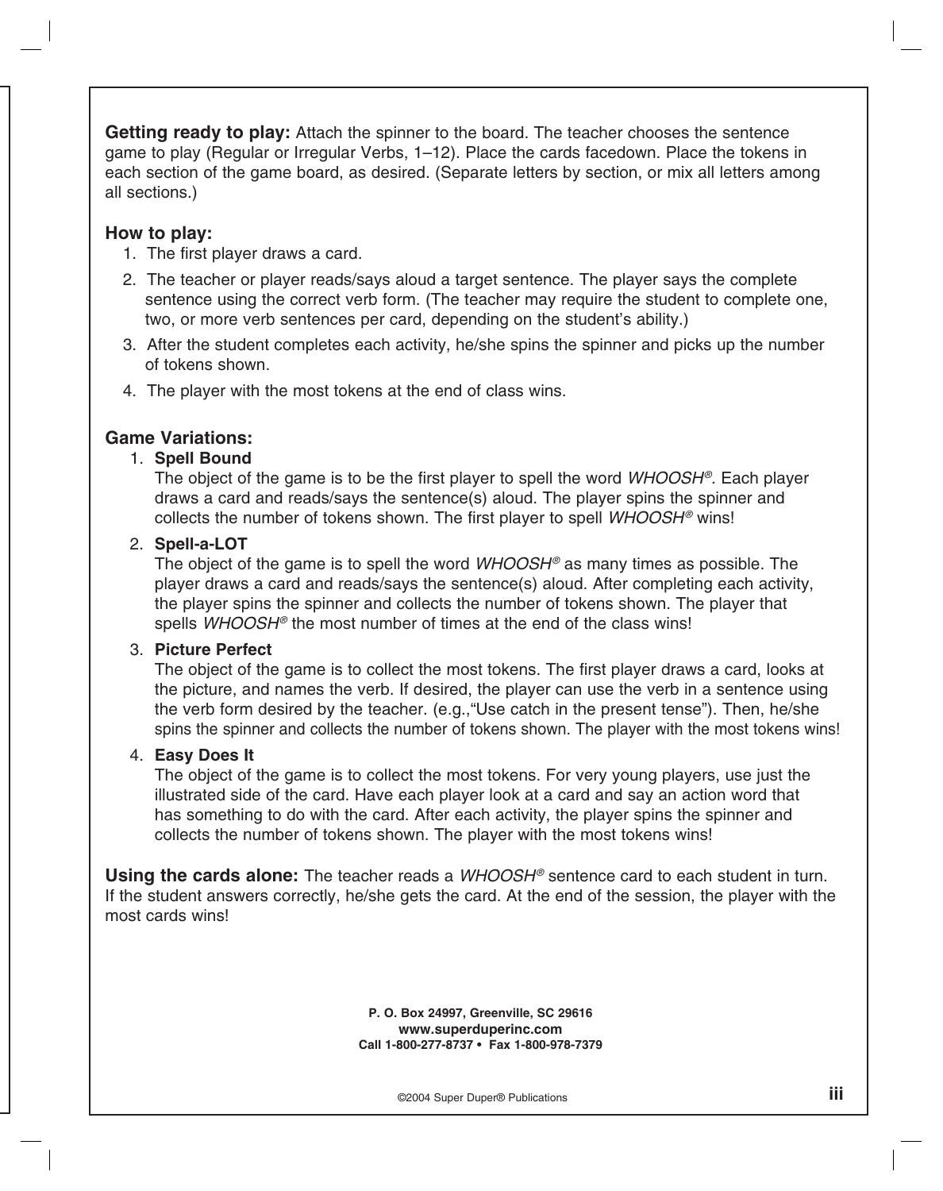**Getting ready to play:** Attach the spinner to the board. The teacher chooses the sentence game to play (Regular or Irregular Verbs, 1–12). Place the cards facedown. Place the tokens in each section of the game board, as desired. (Separate letters by section, or mix all letters among all sections.)

**How to play:**

1. The first player draws a card.
2. The teacher or player reads/says aloud a target sentence. The player says the complete sentence using the correct verb form. (The teacher may require the student to complete one, two, or more verb sentences per card, depending on the student's ability.)
3. After the student completes each activity, he/she spins the spinner and picks up the number of tokens shown.
4. The player with the most tokens at the end of class wins.

**Game Variations:**

1. **Spell Bound**
   The object of the game is to be the first player to spell the word *WHOOSH®*. Each player draws a card and reads/says the sentence(s) aloud. The player spins the spinner and collects the number of tokens shown. The first player to spell *WHOOSH®* wins!

2. **Spell-a-LOT**
   The object of the game is to spell the word *WHOOSH®* as many times as possible. The player draws a card and reads/says the sentence(s) aloud. After completing each activity, the player spins the spinner and collects the number of tokens shown. The player that spells *WHOOSH®* the most number of times at the end of the class wins!

3. **Picture Perfect**
   The object of the game is to collect the most tokens. The first player draws a card, looks at the picture, and names the verb. If desired, the player can use the verb in a sentence using the verb form desired by the teacher. (e.g.,"Use catch in the present tense"). Then, he/she spins the spinner and collects the number of tokens shown. The player with the most tokens wins!

4. **Easy Does It**
   The object of the game is to collect the most tokens. For very young players, use just the illustrated side of the card. Have each player look at a card and say an action word that has something to do with the card. After each activity, the player spins the spinner and collects the number of tokens shown. The player with the most tokens wins!

**Using the cards alone:** The teacher reads a *WHOOSH®* sentence card to each student in turn. If the student answers correctly, he/she gets the card. At the end of the session, the player with the most cards wins!

**P. O. Box 24997, Greenville, SC 29616**
**www.superduperinc.com**
**Call 1-800-277-8737 • Fax 1-800-978-7379**

©2004 Super Duper® Publications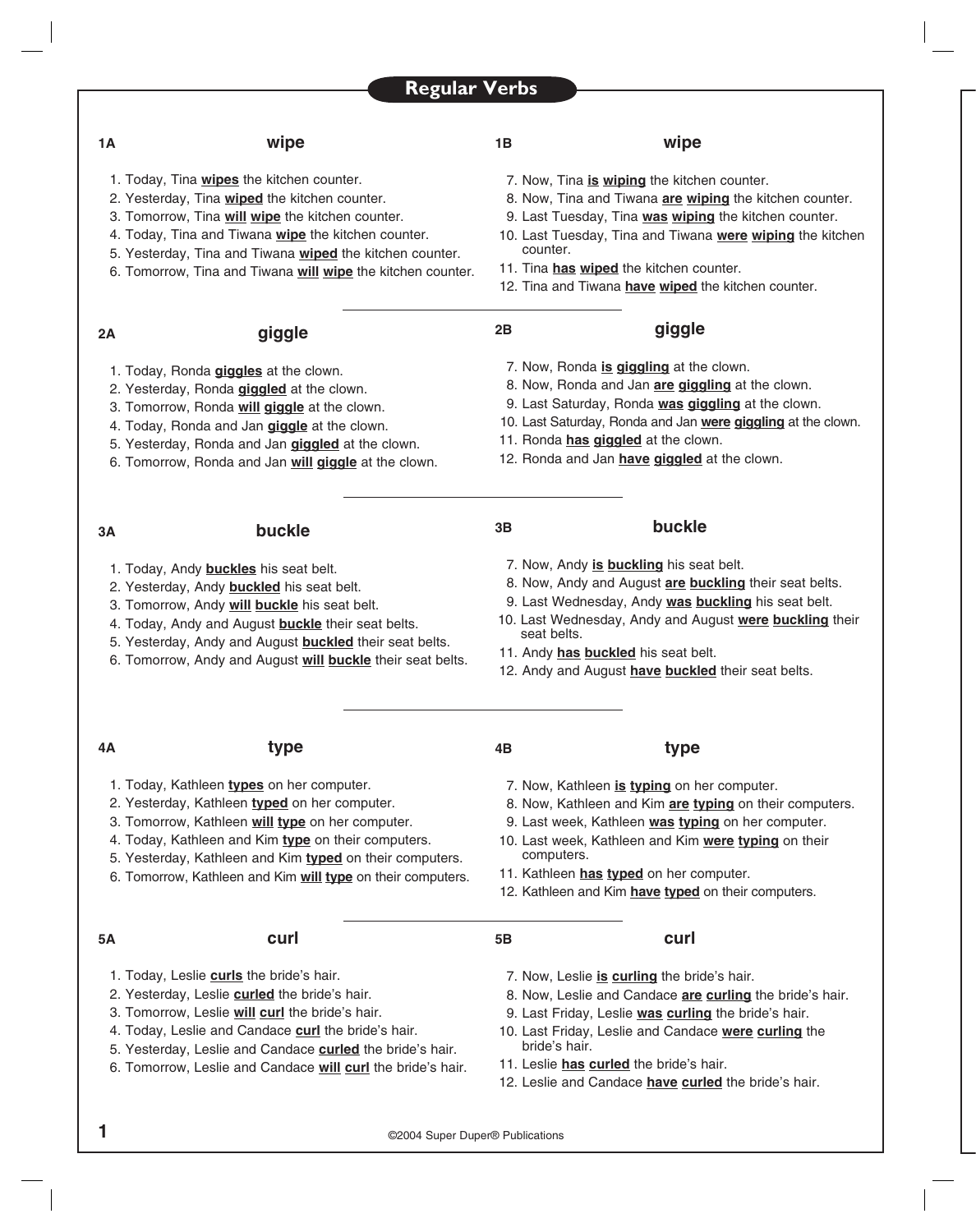# Regular Verbs

### 1A wipe

1. Today, Tina **wipes** the kitchen counter.
2. Yesterday, Tina **wiped** the kitchen counter.
3. Tomorrow, Tina **will** **wipe** the kitchen counter.
4. Today, Tina and Tiwana **wipe** the kitchen counter.
5. Yesterday, Tina and Tiwana **wiped** the kitchen counter.
6. Tomorrow, Tina and Tiwana **will** **wipe** the kitchen counter.

### 1B wipe

7. Now, Tina **is** **wiping** the kitchen counter.
8. Now, Tina and Tiwana **are** **wiping** the kitchen counter.
9. Last Tuesday, Tina **was** **wiping** the kitchen counter.
10. Last Tuesday, Tina and Tiwana **were** **wiping** the kitchen counter.
11. Tina **has** **wiped** the kitchen counter.
12. Tina and Tiwana **have** **wiped** the kitchen counter.

---

### 2A giggle

1. Today, Ronda **giggles** at the clown.
2. Yesterday, Ronda **giggled** at the clown.
3. Tomorrow, Ronda **will** **giggle** at the clown.
4. Today, Ronda and Jan **giggle** at the clown.
5. Yesterday, Ronda and Jan **giggled** at the clown.
6. Tomorrow, Ronda and Jan **will** **giggle** at the clown.

### 2B giggle

7. Now, Ronda **is** **giggling** at the clown.
8. Now, Ronda and Jan **are** **giggling** at the clown.
9. Last Saturday, Ronda **was** **giggling** at the clown.
10. Last Saturday, Ronda and Jan **were** **giggling** at the clown.
11. Ronda **has** **giggled** at the clown.
12. Ronda and Jan **have** **giggled** at the clown.

---

### 3A buckle

1. Today, Andy **buckles** his seat belt.
2. Yesterday, Andy **buckled** his seat belt.
3. Tomorrow, Andy **will** **buckle** his seat belt.
4. Today, Andy and August **buckle** their seat belts.
5. Yesterday, Andy and August **buckled** their seat belts.
6. Tomorrow, Andy and August **will** **buckle** their seat belts.

### 3B buckle

7. Now, Andy **is** **buckling** his seat belt.
8. Now, Andy and August **are** **buckling** their seat belts.
9. Last Wednesday, Andy **was** **buckling** his seat belt.
10. Last Wednesday, Andy and August **were** **buckling** their seat belts.
11. Andy **has** **buckled** his seat belt.
12. Andy and August **have** **buckled** their seat belts.

---

### 4A type

1. Today, Kathleen **types** on her computer.
2. Yesterday, Kathleen **typed** on her computer.
3. Tomorrow, Kathleen **will** **type** on her computer.
4. Today, Kathleen and Kim **type** on their computers.
5. Yesterday, Kathleen and Kim **typed** on their computers.
6. Tomorrow, Kathleen and Kim **will** **type** on their computers.

### 4B type

7. Now, Kathleen **is** **typing** on her computer.
8. Now, Kathleen and Kim **are** **typing** on their computers.
9. Last week, Kathleen **was** **typing** on her computer.
10. Last week, Kathleen and Kim **were** **typing** on their computers.
11. Kathleen **has** **typed** on her computer.
12. Kathleen and Kim **have** **typed** on their computers.

---

### 5A curl

1. Today, Leslie **curls** the bride's hair.
2. Yesterday, Leslie **curled** the bride's hair.
3. Tomorrow, Leslie **will** **curl** the bride's hair.
4. Today, Leslie and Candace **curl** the bride's hair.
5. Yesterday, Leslie and Candace **curled** the bride's hair.
6. Tomorrow, Leslie and Candace **will** **curl** the bride's hair.

### 5B curl

7. Now, Leslie **is** **curling** the bride's hair.
8. Now, Leslie and Candace **are** **curling** the bride's hair.
9. Last Friday, Leslie **was** **curling** the bride's hair.
10. Last Friday, Leslie and Candace **were** **curling** the bride's hair.
11. Leslie **has** **curled** the bride's hair.
12. Leslie and Candace **have** **curled** the bride's hair.

©2004 Super Duper® Publications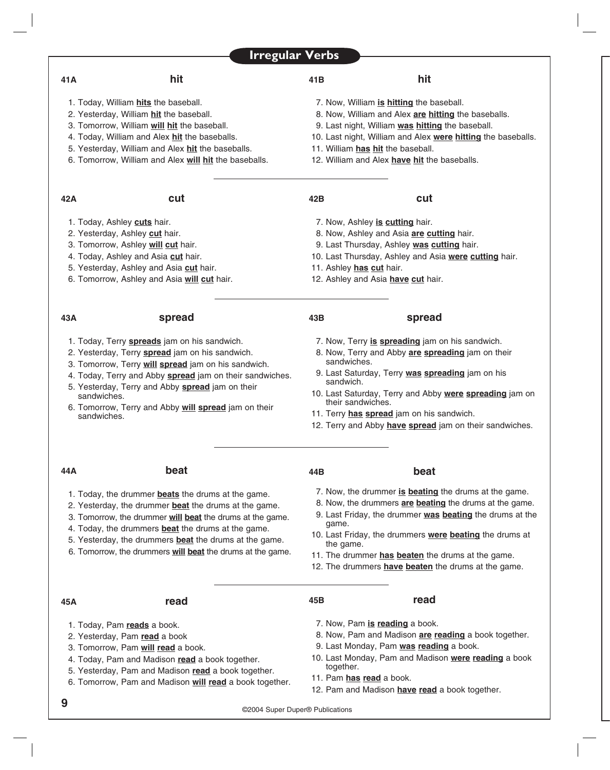# Irregular Verbs

### 41A hit

1. Today, William **hits** the baseball.
2. Yesterday, William **hit** the baseball.
3. Tomorrow, William **will hit** the baseball.
4. Today, William and Alex **hit** the baseballs.
5. Yesterday, William and Alex **hit** the baseballs.
6. Tomorrow, William and Alex **will hit** the baseballs.

### 41B hit

7. Now, William **is hitting** the baseball.
8. Now, William and Alex **are hitting** the baseballs.
9. Last night, William **was hitting** the baseball.
10. Last night, William and Alex **were hitting** the baseballs.
11. William **has hit** the baseball.
12. William and Alex **have hit** the baseballs.

---

### 42A cut

1. Today, Ashley **cuts** hair.
2. Yesterday, Ashley **cut** hair.
3. Tomorrow, Ashley **will cut** hair.
4. Today, Ashley and Asia **cut** hair.
5. Yesterday, Ashley and Asia **cut** hair.
6. Tomorrow, Ashley and Asia **will cut** hair.

### 42B cut

7. Now, Ashley **is cutting** hair.
8. Now, Ashley and Asia **are cutting** hair.
9. Last Thursday, Ashley **was cutting** hair.
10. Last Thursday, Ashley and Asia **were cutting** hair.
11. Ashley **has cut** hair.
12. Ashley and Asia **have cut** hair.

---

### 43A spread

1. Today, Terry **spreads** jam on his sandwich.
2. Yesterday, Terry **spread** jam on his sandwich.
3. Tomorrow, Terry **will spread** jam on his sandwich.
4. Today, Terry and Abby **spread** jam on their sandwiches.
5. Yesterday, Terry and Abby **spread** jam on their sandwiches.
6. Tomorrow, Terry and Abby **will spread** jam on their sandwiches.

### 43B spread

7. Now, Terry **is spreading** jam on his sandwich.
8. Now, Terry and Abby **are spreading** jam on their sandwiches.
9. Last Saturday, Terry **was spreading** jam on his sandwich.
10. Last Saturday, Terry and Abby **were spreading** jam on their sandwiches.
11. Terry **has spread** jam on his sandwich.
12. Terry and Abby **have spread** jam on their sandwiches.

---

### 44A beat

1. Today, the drummer **beats** the drums at the game.
2. Yesterday, the drummer **beat** the drums at the game.
3. Tomorrow, the drummer **will beat** the drums at the game.
4. Today, the drummers **beat** the drums at the game.
5. Yesterday, the drummers **beat** the drums at the game.
6. Tomorrow, the drummers **will beat** the drums at the game.

### 44B beat

7. Now, the drummer **is beating** the drums at the game.
8. Now, the drummers **are beating** the drums at the game.
9. Last Friday, the drummer **was beating** the drums at the game.
10. Last Friday, the drummers **were beating** the drums at the game.
11. The drummer **has beaten** the drums at the game.
12. The drummers **have beaten** the drums at the game.

---

### 45A read

1. Today, Pam **reads** a book.
2. Yesterday, Pam **read** a book
3. Tomorrow, Pam **will read** a book.
4. Today, Pam and Madison **read** a book together.
5. Yesterday, Pam and Madison **read** a book together.
6. Tomorrow, Pam and Madison **will read** a book together.

### 45B read

7. Now, Pam **is reading** a book.
8. Now, Pam and Madison **are reading** a book together.
9. Last Monday, Pam **was reading** a book.
10. Last Monday, Pam and Madison **were reading** a book together.
11. Pam **has read** a book.
12. Pam and Madison **have read** a book together.

©2004 Super Duper® Publications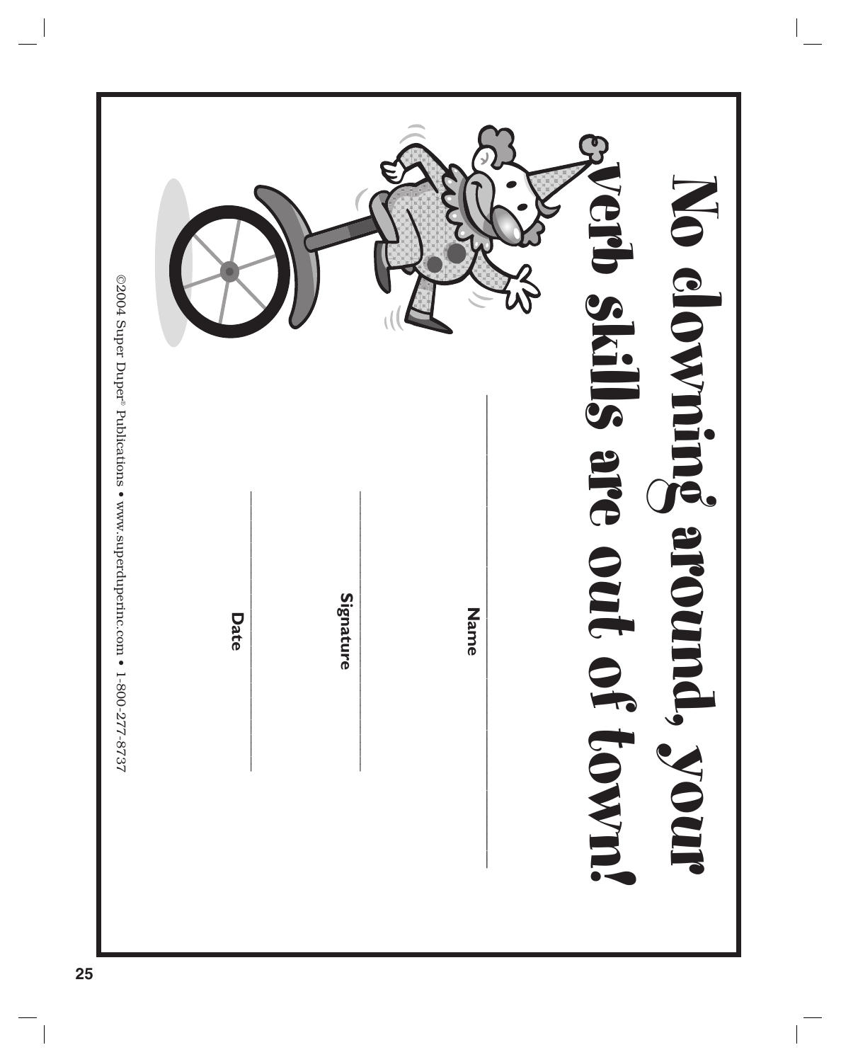# No clowning around, your verb skills are out of town!

Name

Signature

Date

©2004 Super Duper® Publications • www.superduperinc.com • 1-800-277-8737